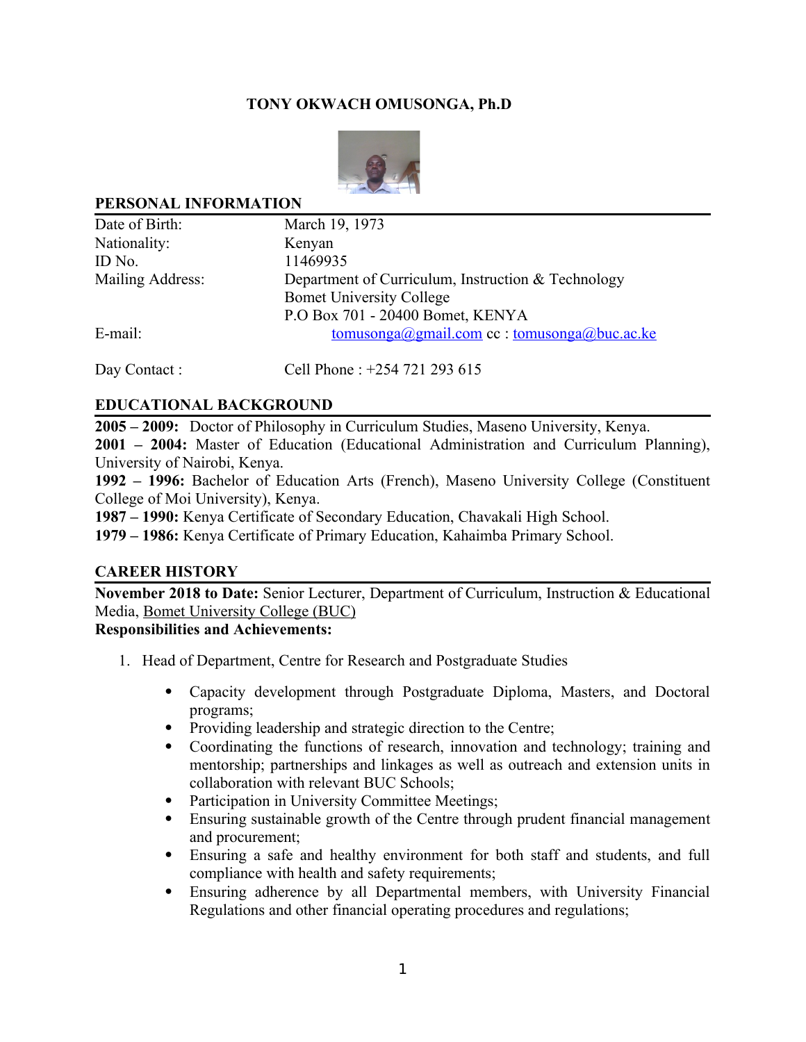# TONY OKWACH OMUSONGA, Ph.D

## PERSONAL INFORMATION

| | |
|---|---|
| Date of Birth: | March 19, 1973 |
| Nationality: | Kenyan |
| ID No. | 11469935 |
| Mailing Address: | Department of Curriculum, Instruction & Technology<br>Bomet University College<br>P.O Box 701 - 20400 Bomet, KENYA |
| E-mail: | tomusonga@gmail.com cc : tomusonga@buc.ac.ke |
| Day Contact : | Cell Phone : +254 721 293 615 |

## EDUCATIONAL BACKGROUND

**2005 – 2009:** Doctor of Philosophy in Curriculum Studies, Maseno University, Kenya.
**2001 – 2004:** Master of Education (Educational Administration and Curriculum Planning), University of Nairobi, Kenya.
**1992 – 1996:** Bachelor of Education Arts (French), Maseno University College (Constituent College of Moi University), Kenya.
**1987 – 1990:** Kenya Certificate of Secondary Education, Chavakali High School.
**1979 – 1986:** Kenya Certificate of Primary Education, Kahaimba Primary School.

## CAREER HISTORY

**November 2018 to Date:** Senior Lecturer, Department of Curriculum, Instruction & Educational Media, Bomet University College (BUC)
**Responsibilities and Achievements:**

1. Head of Department, Centre for Research and Postgraduate Studies

   - Capacity development through Postgraduate Diploma, Masters, and Doctoral programs;
   - Providing leadership and strategic direction to the Centre;
   - Coordinating the functions of research, innovation and technology; training and mentorship; partnerships and linkages as well as outreach and extension units in collaboration with relevant BUC Schools;
   - Participation in University Committee Meetings;
   - Ensuring sustainable growth of the Centre through prudent financial management and procurement;
   - Ensuring a safe and healthy environment for both staff and students, and full compliance with health and safety requirements;
   - Ensuring adherence by all Departmental members, with University Financial Regulations and other financial operating procedures and regulations;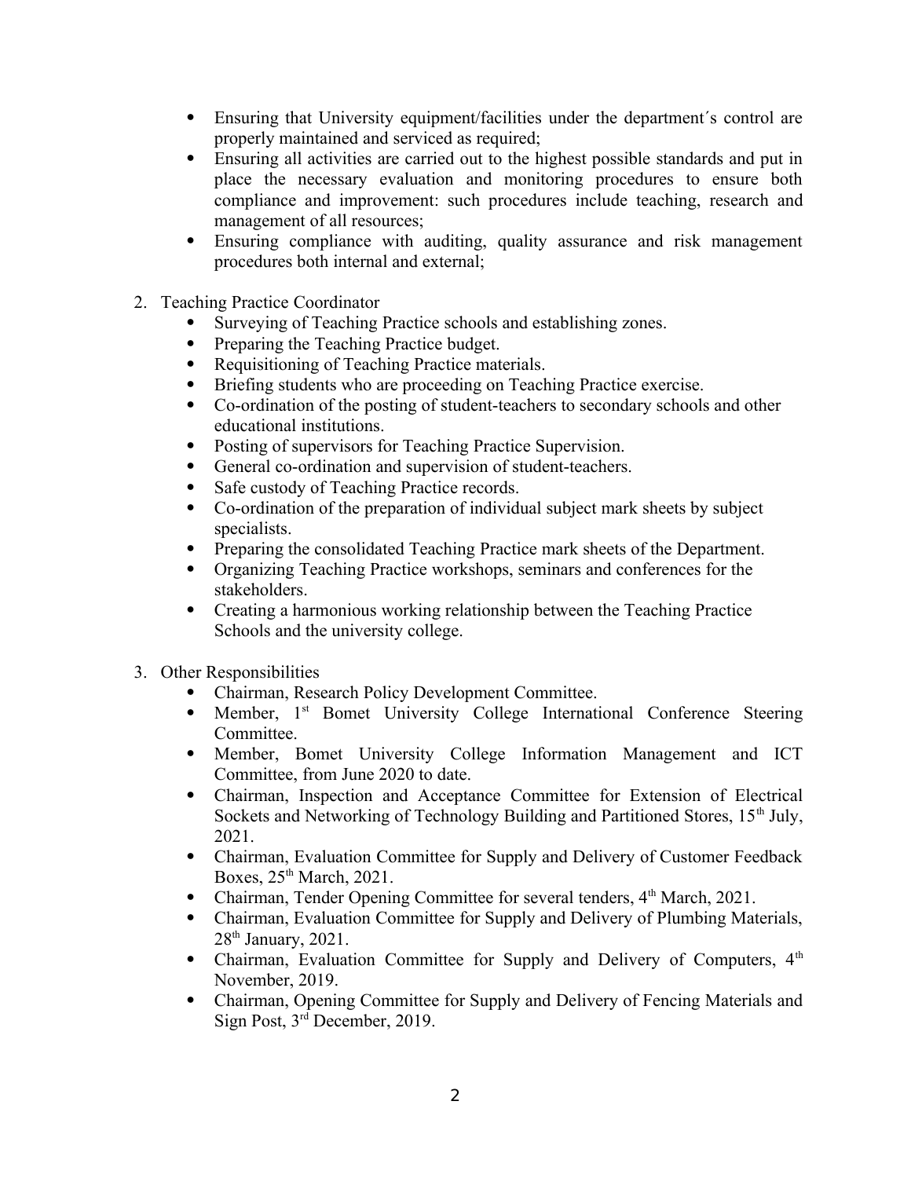- Ensuring that University equipment/facilities under the department´s control are properly maintained and serviced as required;
- Ensuring all activities are carried out to the highest possible standards and put in place the necessary evaluation and monitoring procedures to ensure both compliance and improvement: such procedures include teaching, research and management of all resources;
- Ensuring compliance with auditing, quality assurance and risk management procedures both internal and external;

2. Teaching Practice Coordinator
    - Surveying of Teaching Practice schools and establishing zones.
    - Preparing the Teaching Practice budget.
    - Requisitioning of Teaching Practice materials.
    - Briefing students who are proceeding on Teaching Practice exercise.
    - Co-ordination of the posting of student-teachers to secondary schools and other educational institutions.
    - Posting of supervisors for Teaching Practice Supervision.
    - General co-ordination and supervision of student-teachers.
    - Safe custody of Teaching Practice records.
    - Co-ordination of the preparation of individual subject mark sheets by subject specialists.
    - Preparing the consolidated Teaching Practice mark sheets of the Department.
    - Organizing Teaching Practice workshops, seminars and conferences for the stakeholders.
    - Creating a harmonious working relationship between the Teaching Practice Schools and the university college.

3. Other Responsibilities
    - Chairman, Research Policy Development Committee.
    - Member, 1st Bomet University College International Conference Steering Committee.
    - Member, Bomet University College Information Management and ICT Committee, from June 2020 to date.
    - Chairman, Inspection and Acceptance Committee for Extension of Electrical Sockets and Networking of Technology Building and Partitioned Stores, 15th July, 2021.
    - Chairman, Evaluation Committee for Supply and Delivery of Customer Feedback Boxes, 25th March, 2021.
    - Chairman, Tender Opening Committee for several tenders, 4th March, 2021.
    - Chairman, Evaluation Committee for Supply and Delivery of Plumbing Materials, 28th January, 2021.
    - Chairman, Evaluation Committee for Supply and Delivery of Computers, 4th November, 2019.
    - Chairman, Opening Committee for Supply and Delivery of Fencing Materials and Sign Post, 3rd December, 2019.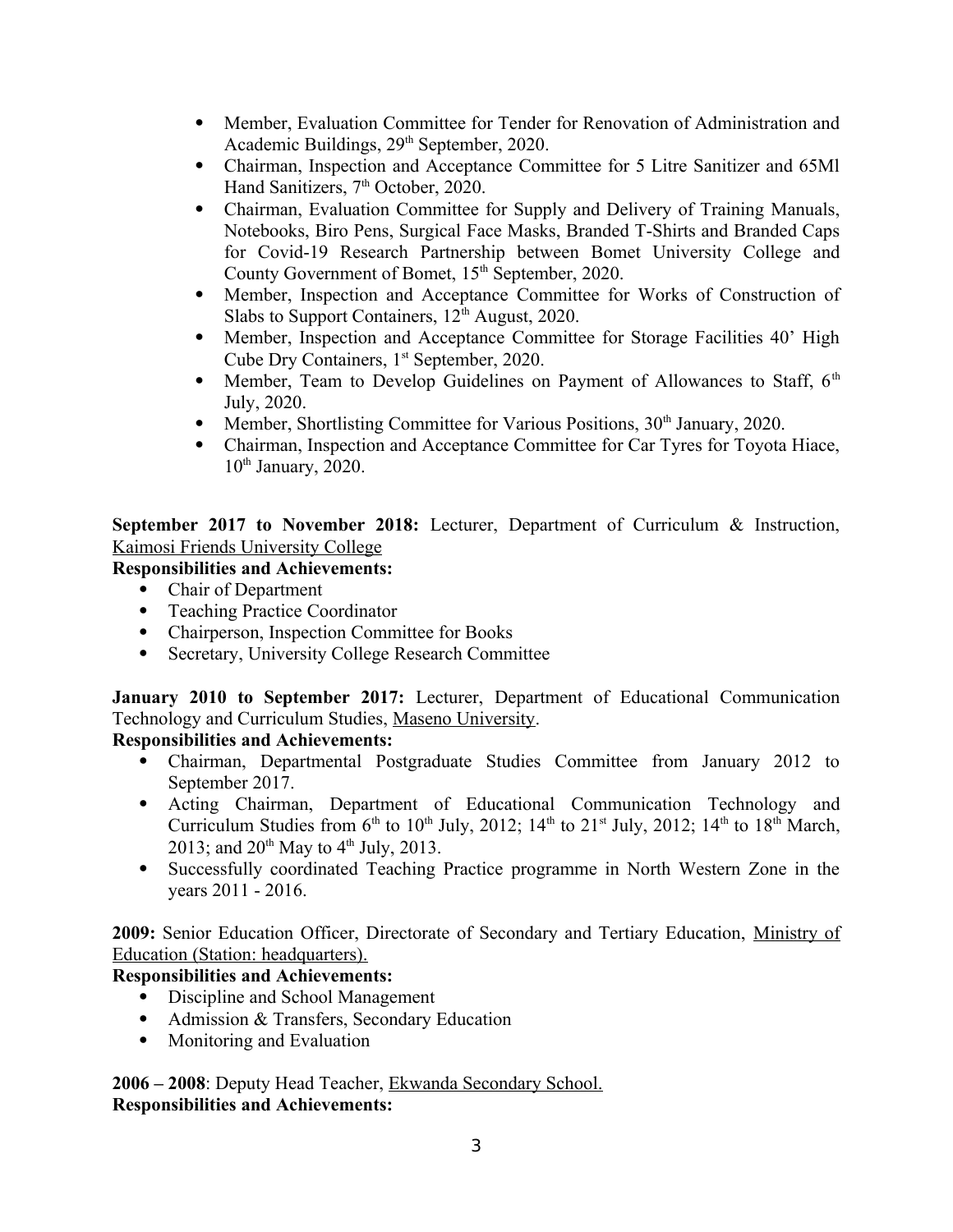- Member, Evaluation Committee for Tender for Renovation of Administration and Academic Buildings, 29th September, 2020.
- Chairman, Inspection and Acceptance Committee for 5 Litre Sanitizer and 65Ml Hand Sanitizers, 7th October, 2020.
- Chairman, Evaluation Committee for Supply and Delivery of Training Manuals, Notebooks, Biro Pens, Surgical Face Masks, Branded T-Shirts and Branded Caps for Covid-19 Research Partnership between Bomet University College and County Government of Bomet, 15th September, 2020.
- Member, Inspection and Acceptance Committee for Works of Construction of Slabs to Support Containers, 12th August, 2020.
- Member, Inspection and Acceptance Committee for Storage Facilities 40' High Cube Dry Containers, 1st September, 2020.
- Member, Team to Develop Guidelines on Payment of Allowances to Staff, 6th July, 2020.
- Member, Shortlisting Committee for Various Positions, 30th January, 2020.
- Chairman, Inspection and Acceptance Committee for Car Tyres for Toyota Hiace, 10th January, 2020.

**September 2017 to November 2018:** Lecturer, Department of Curriculum & Instruction, Kaimosi Friends University College

**Responsibilities and Achievements:**

- Chair of Department
- Teaching Practice Coordinator
- Chairperson, Inspection Committee for Books
- Secretary, University College Research Committee

**January 2010 to September 2017:** Lecturer, Department of Educational Communication Technology and Curriculum Studies, Maseno University.

**Responsibilities and Achievements:**

- Chairman, Departmental Postgraduate Studies Committee from January 2012 to September 2017.
- Acting Chairman, Department of Educational Communication Technology and Curriculum Studies from 6th to 10th July, 2012; 14th to 21st July, 2012; 14th to 18th March, 2013; and 20th May to 4th July, 2013.
- Successfully coordinated Teaching Practice programme in North Western Zone in the years 2011 - 2016.

**2009:** Senior Education Officer, Directorate of Secondary and Tertiary Education, Ministry of Education (Station: headquarters).

**Responsibilities and Achievements:**

- Discipline and School Management
- Admission & Transfers, Secondary Education
- Monitoring and Evaluation

**2006 – 2008**: Deputy Head Teacher, Ekwanda Secondary School.

**Responsibilities and Achievements:**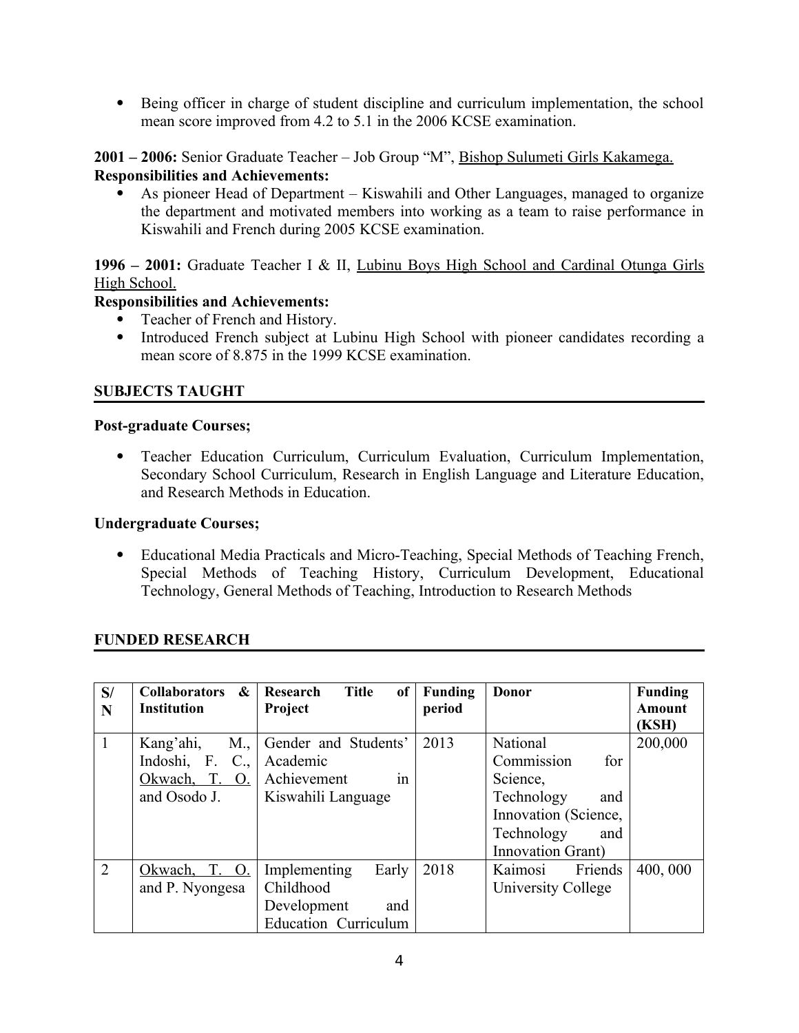- Being officer in charge of student discipline and curriculum implementation, the school mean score improved from 4.2 to 5.1 in the 2006 KCSE examination.

**2001 – 2006:** Senior Graduate Teacher – Job Group "M", <u>Bishop Sulumeti Girls Kakamega.</u>
**Responsibilities and Achievements:**

- As pioneer Head of Department – Kiswahili and Other Languages, managed to organize the department and motivated members into working as a team to raise performance in Kiswahili and French during 2005 KCSE examination.

**1996 – 2001:** Graduate Teacher I & II, <u>Lubinu Boys High School and Cardinal Otunga Girls High School.</u>
**Responsibilities and Achievements:**

- Teacher of French and History.
- Introduced French subject at Lubinu High School with pioneer candidates recording a mean score of 8.875 in the 1999 KCSE examination.

## SUBJECTS TAUGHT

**Post-graduate Courses;**

- Teacher Education Curriculum, Curriculum Evaluation, Curriculum Implementation, Secondary School Curriculum, Research in English Language and Literature Education, and Research Methods in Education.

**Undergraduate Courses;**

- Educational Media Practicals and Micro-Teaching, Special Methods of Teaching French, Special Methods of Teaching History, Curriculum Development, Educational Technology, General Methods of Teaching, Introduction to Research Methods

## FUNDED RESEARCH

| S/N | Collaborators & Institution | Research Title of Project | Funding period | Donor | Funding Amount (KSH) |
|---|---|---|---|---|---|
| 1 | Kang'ahi, M., Indoshi, F. C., <u>Okwach, T. O.</u> and Osodo J. | Gender and Students' Academic Achievement in Kiswahili Language | 2013 | National Commission for Science, Technology and Innovation (Science, Technology and Innovation Grant) | 200,000 |
| 2 | <u>Okwach, T. O.</u> and P. Nyongesa | Implementing Early Childhood Development and Education Curriculum | 2018 | Kaimosi Friends University College | 400, 000 |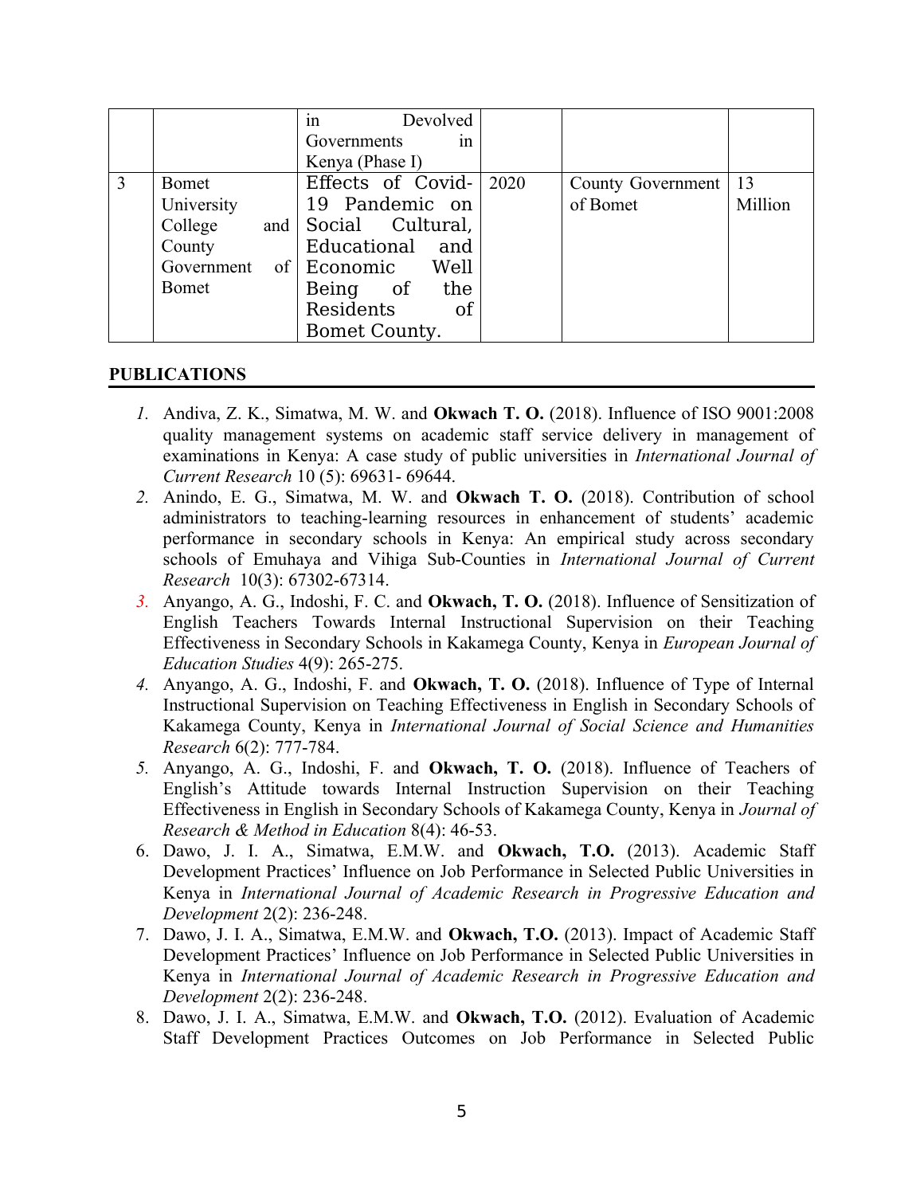|  |  | in Devolved Governments in Kenya (Phase I) |  |  |  |
| --- | --- | --- | --- | --- | --- |
| 3 | Bomet University College and County Government of Bomet | Effects of Covid-19 Pandemic on Social Cultural, Educational and Economic Well Being of the Residents of Bomet County. | 2020 | County Government of Bomet | 13 Million |

## PUBLICATIONS

1. Andiva, Z. K., Simatwa, M. W. and **Okwach T. O.** (2018). Influence of ISO 9001:2008 quality management systems on academic staff service delivery in management of examinations in Kenya: A case study of public universities in *International Journal of Current Research* 10 (5): 69631- 69644.
2. Anindo, E. G., Simatwa, M. W. and **Okwach T. O.** (2018). Contribution of school administrators to teaching-learning resources in enhancement of students' academic performance in secondary schools in Kenya: An empirical study across secondary schools of Emuhaya and Vihiga Sub-Counties in *International Journal of Current Research* 10(3): 67302-67314.
3. Anyango, A. G., Indoshi, F. C. and **Okwach, T. O.** (2018). Influence of Sensitization of English Teachers Towards Internal Instructional Supervision on their Teaching Effectiveness in Secondary Schools in Kakamega County, Kenya in *European Journal of Education Studies* 4(9): 265-275.
4. Anyango, A. G., Indoshi, F. and **Okwach, T. O.** (2018). Influence of Type of Internal Instructional Supervision on Teaching Effectiveness in English in Secondary Schools of Kakamega County, Kenya in *International Journal of Social Science and Humanities Research* 6(2): 777-784.
5. Anyango, A. G., Indoshi, F. and **Okwach, T. O.** (2018). Influence of Teachers of English's Attitude towards Internal Instruction Supervision on their Teaching Effectiveness in English in Secondary Schools of Kakamega County, Kenya in *Journal of Research & Method in Education* 8(4): 46-53.
6. Dawo, J. I. A., Simatwa, E.M.W. and **Okwach, T.O.** (2013). Academic Staff Development Practices' Influence on Job Performance in Selected Public Universities in Kenya in *International Journal of Academic Research in Progressive Education and Development* 2(2): 236-248.
7. Dawo, J. I. A., Simatwa, E.M.W. and **Okwach, T.O.** (2013). Impact of Academic Staff Development Practices' Influence on Job Performance in Selected Public Universities in Kenya in *International Journal of Academic Research in Progressive Education and Development* 2(2): 236-248.
8. Dawo, J. I. A., Simatwa, E.M.W. and **Okwach, T.O.** (2012). Evaluation of Academic Staff Development Practices Outcomes on Job Performance in Selected Public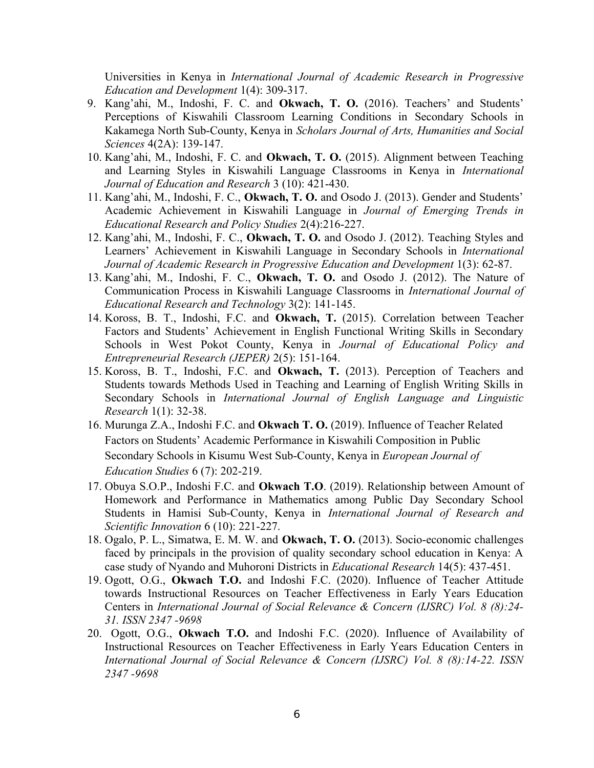Universities in Kenya in *International Journal of Academic Research in Progressive Education and Development* 1(4): 309-317.

9. Kang'ahi, M., Indoshi, F. C. and **Okwach, T. O.** (2016). Teachers' and Students' Perceptions of Kiswahili Classroom Learning Conditions in Secondary Schools in Kakamega North Sub-County, Kenya in *Scholars Journal of Arts, Humanities and Social Sciences* 4(2A): 139-147.
10. Kang'ahi, M., Indoshi, F. C. and **Okwach, T. O.** (2015). Alignment between Teaching and Learning Styles in Kiswahili Language Classrooms in Kenya in *International Journal of Education and Research* 3 (10): 421-430.
11. Kang'ahi, M., Indoshi, F. C., **Okwach, T. O.** and Osodo J. (2013). Gender and Students' Academic Achievement in Kiswahili Language in *Journal of Emerging Trends in Educational Research and Policy Studies* 2(4):216-227.
12. Kang'ahi, M., Indoshi, F. C., **Okwach, T. O.** and Osodo J. (2012). Teaching Styles and Learners' Achievement in Kiswahili Language in Secondary Schools in *International Journal of Academic Research in Progressive Education and Development* 1(3): 62-87.
13. Kang'ahi, M., Indoshi, F. C., **Okwach, T. O.** and Osodo J. (2012). The Nature of Communication Process in Kiswahili Language Classrooms in *International Journal of Educational Research and Technology* 3(2): 141-145.
14. Koross, B. T., Indoshi, F.C. and **Okwach, T.** (2015). Correlation between Teacher Factors and Students' Achievement in English Functional Writing Skills in Secondary Schools in West Pokot County, Kenya in *Journal of Educational Policy and Entrepreneurial Research (JEPER)* 2(5): 151-164.
15. Koross, B. T., Indoshi, F.C. and **Okwach, T.** (2013). Perception of Teachers and Students towards Methods Used in Teaching and Learning of English Writing Skills in Secondary Schools in *International Journal of English Language and Linguistic Research* 1(1): 32-38.
16. Murunga Z.A., Indoshi F.C. and **Okwach T. O.** (2019). Influence of Teacher Related Factors on Students' Academic Performance in Kiswahili Composition in Public Secondary Schools in Kisumu West Sub-County, Kenya in *European Journal of Education Studies* 6 (7): 202-219.
17. Obuya S.O.P., Indoshi F.C. and **Okwach T.O**. (2019). Relationship between Amount of Homework and Performance in Mathematics among Public Day Secondary School Students in Hamisi Sub-County, Kenya in *International Journal of Research and Scientific Innovation* 6 (10): 221-227.
18. Ogalo, P. L., Simatwa, E. M. W. and **Okwach, T. O.** (2013). Socio-economic challenges faced by principals in the provision of quality secondary school education in Kenya: A case study of Nyando and Muhoroni Districts in *Educational Research* 14(5): 437-451.
19. Ogott, O.G., **Okwach T.O.** and Indoshi F.C. (2020). Influence of Teacher Attitude towards Instructional Resources on Teacher Effectiveness in Early Years Education Centers in *International Journal of Social Relevance & Concern (IJSRC) Vol. 8 (8):24-31. ISSN 2347 -9698*
20. Ogott, O.G., **Okwach T.O.** and Indoshi F.C. (2020). Influence of Availability of Instructional Resources on Teacher Effectiveness in Early Years Education Centers in *International Journal of Social Relevance & Concern (IJSRC) Vol. 8 (8):14-22. ISSN 2347 -9698*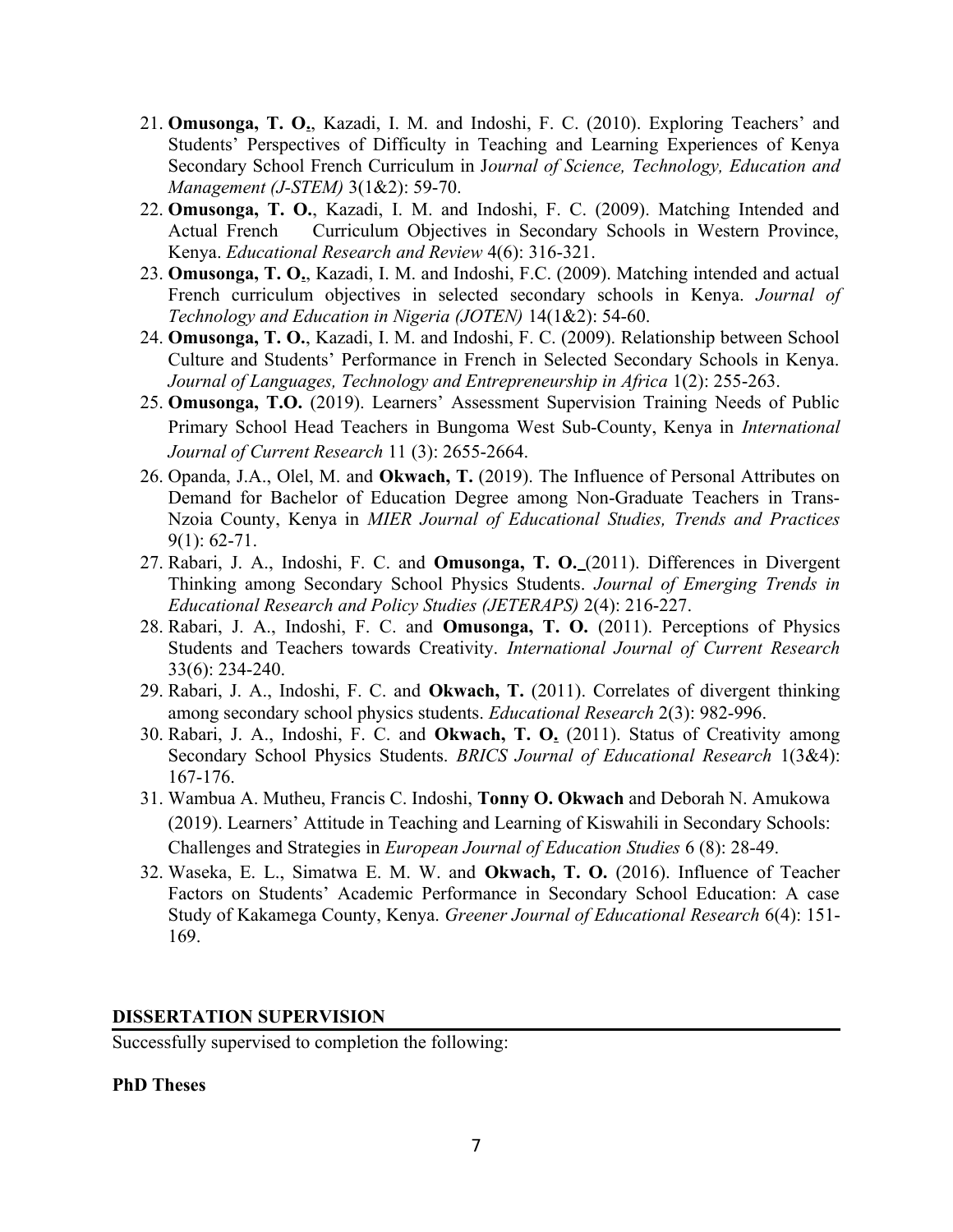21. **Omusonga, T. O.**, Kazadi, I. M. and Indoshi, F. C. (2010). Exploring Teachers' and Students' Perspectives of Difficulty in Teaching and Learning Experiences of Kenya Secondary School French Curriculum in J*ournal of Science, Technology, Education and Management (J-STEM)* 3(1&2): 59-70.
22. **Omusonga, T. O.**, Kazadi, I. M. and Indoshi, F. C. (2009). Matching Intended and Actual French Curriculum Objectives in Secondary Schools in Western Province, Kenya. *Educational Research and Review* 4(6): 316-321.
23. **Omusonga, T. O.**, Kazadi, I. M. and Indoshi, F.C. (2009). Matching intended and actual French curriculum objectives in selected secondary schools in Kenya. *Journal of Technology and Education in Nigeria (JOTEN)* 14(1&2): 54-60.
24. **Omusonga, T. O.**, Kazadi, I. M. and Indoshi, F. C. (2009). Relationship between School Culture and Students' Performance in French in Selected Secondary Schools in Kenya. *Journal of Languages, Technology and Entrepreneurship in Africa* 1(2): 255-263.
25. **Omusonga, T.O.** (2019). Learners' Assessment Supervision Training Needs of Public Primary School Head Teachers in Bungoma West Sub-County, Kenya in *International Journal of Current Research* 11 (3): 2655-2664.
26. Opanda, J.A., Olel, M. and **Okwach, T.** (2019). The Influence of Personal Attributes on Demand for Bachelor of Education Degree among Non-Graduate Teachers in Trans-Nzoia County, Kenya in *MIER Journal of Educational Studies, Trends and Practices* 9(1): 62-71.
27. Rabari, J. A., Indoshi, F. C. and **Omusonga, T. O.** (2011). Differences in Divergent Thinking among Secondary School Physics Students. *Journal of Emerging Trends in Educational Research and Policy Studies (JETERAPS)* 2(4): 216-227.
28. Rabari, J. A., Indoshi, F. C. and **Omusonga, T. O.** (2011). Perceptions of Physics Students and Teachers towards Creativity. *International Journal of Current Research* 33(6): 234-240.
29. Rabari, J. A., Indoshi, F. C. and **Okwach, T.** (2011). Correlates of divergent thinking among secondary school physics students. *Educational Research* 2(3): 982-996.
30. Rabari, J. A., Indoshi, F. C. and **Okwach, T. O.** (2011). Status of Creativity among Secondary School Physics Students. *BRICS Journal of Educational Research* 1(3&4): 167-176.
31. Wambua A. Mutheu, Francis C. Indoshi, **Tonny O. Okwach** and Deborah N. Amukowa (2019). Learners' Attitude in Teaching and Learning of Kiswahili in Secondary Schools: Challenges and Strategies in *European Journal of Education Studies* 6 (8): 28-49.
32. Waseka, E. L., Simatwa E. M. W. and **Okwach, T. O.** (2016). Influence of Teacher Factors on Students' Academic Performance in Secondary School Education: A case Study of Kakamega County, Kenya. *Greener Journal of Educational Research* 6(4): 151-169.

## DISSERTATION SUPERVISION

Successfully supervised to completion the following:

**PhD Theses**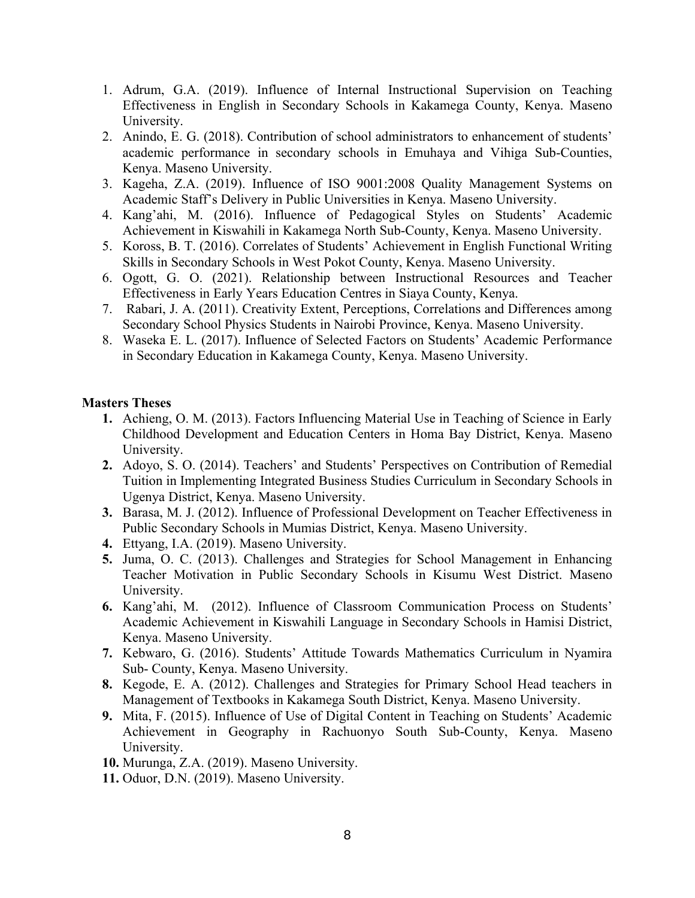1. Adrum, G.A. (2019). Influence of Internal Instructional Supervision on Teaching Effectiveness in English in Secondary Schools in Kakamega County, Kenya. Maseno University.
2. Anindo, E. G. (2018). Contribution of school administrators to enhancement of students' academic performance in secondary schools in Emuhaya and Vihiga Sub-Counties, Kenya. Maseno University.
3. Kageha, Z.A. (2019). Influence of ISO 9001:2008 Quality Management Systems on Academic Staff's Delivery in Public Universities in Kenya. Maseno University.
4. Kang'ahi, M. (2016). Influence of Pedagogical Styles on Students' Academic Achievement in Kiswahili in Kakamega North Sub-County, Kenya. Maseno University.
5. Koross, B. T. (2016). Correlates of Students' Achievement in English Functional Writing Skills in Secondary Schools in West Pokot County, Kenya. Maseno University.
6. Ogott, G. O. (2021). Relationship between Instructional Resources and Teacher Effectiveness in Early Years Education Centres in Siaya County, Kenya.
7. Rabari, J. A. (2011). Creativity Extent, Perceptions, Correlations and Differences among Secondary School Physics Students in Nairobi Province, Kenya. Maseno University.
8. Waseka E. L. (2017). Influence of Selected Factors on Students' Academic Performance in Secondary Education in Kakamega County, Kenya. Maseno University.

**Masters Theses**

1. Achieng, O. M. (2013). Factors Influencing Material Use in Teaching of Science in Early Childhood Development and Education Centers in Homa Bay District, Kenya. Maseno University.
2. Adoyo, S. O. (2014). Teachers' and Students' Perspectives on Contribution of Remedial Tuition in Implementing Integrated Business Studies Curriculum in Secondary Schools in Ugenya District, Kenya. Maseno University.
3. Barasa, M. J. (2012). Influence of Professional Development on Teacher Effectiveness in Public Secondary Schools in Mumias District, Kenya. Maseno University.
4. Ettyang, I.A. (2019). Maseno University.
5. Juma, O. C. (2013). Challenges and Strategies for School Management in Enhancing Teacher Motivation in Public Secondary Schools in Kisumu West District. Maseno University.
6. Kang'ahi, M. (2012). Influence of Classroom Communication Process on Students' Academic Achievement in Kiswahili Language in Secondary Schools in Hamisi District, Kenya. Maseno University.
7. Kebwaro, G. (2016). Students' Attitude Towards Mathematics Curriculum in Nyamira Sub- County, Kenya. Maseno University.
8. Kegode, E. A. (2012). Challenges and Strategies for Primary School Head teachers in Management of Textbooks in Kakamega South District, Kenya. Maseno University.
9. Mita, F. (2015). Influence of Use of Digital Content in Teaching on Students' Academic Achievement in Geography in Rachuonyo South Sub-County, Kenya. Maseno University.
10. Murunga, Z.A. (2019). Maseno University.
11. Oduor, D.N. (2019). Maseno University.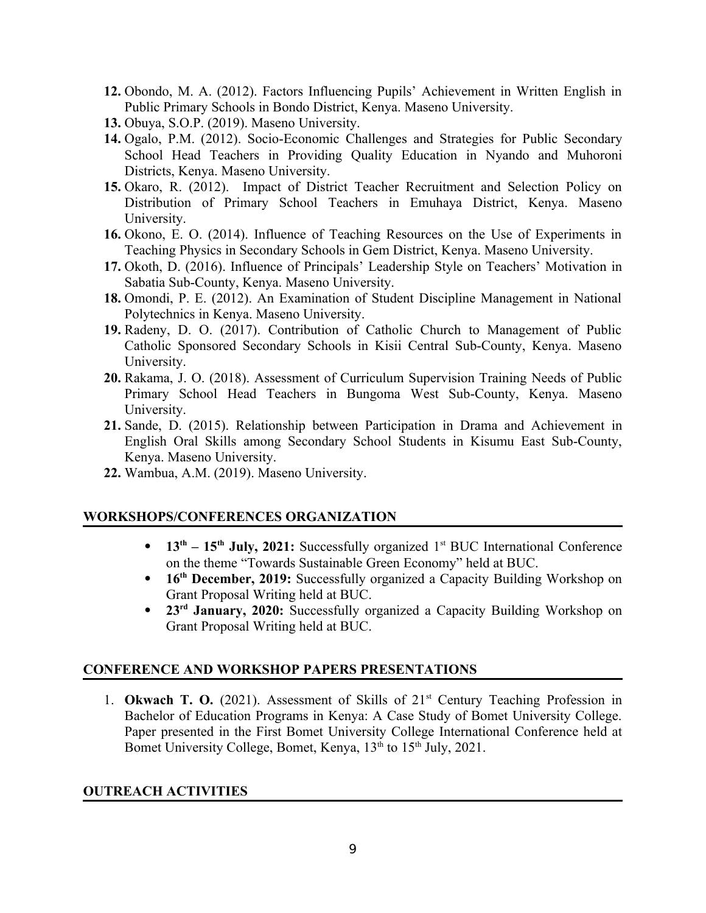12. Obondo, M. A. (2012). Factors Influencing Pupils' Achievement in Written English in Public Primary Schools in Bondo District, Kenya. Maseno University.
13. Obuya, S.O.P. (2019). Maseno University.
14. Ogalo, P.M. (2012). Socio-Economic Challenges and Strategies for Public Secondary School Head Teachers in Providing Quality Education in Nyando and Muhoroni Districts, Kenya. Maseno University.
15. Okaro, R. (2012). Impact of District Teacher Recruitment and Selection Policy on Distribution of Primary School Teachers in Emuhaya District, Kenya. Maseno University.
16. Okono, E. O. (2014). Influence of Teaching Resources on the Use of Experiments in Teaching Physics in Secondary Schools in Gem District, Kenya. Maseno University.
17. Okoth, D. (2016). Influence of Principals' Leadership Style on Teachers' Motivation in Sabatia Sub-County, Kenya. Maseno University.
18. Omondi, P. E. (2012). An Examination of Student Discipline Management in National Polytechnics in Kenya. Maseno University.
19. Radeny, D. O. (2017). Contribution of Catholic Church to Management of Public Catholic Sponsored Secondary Schools in Kisii Central Sub-County, Kenya. Maseno University.
20. Rakama, J. O. (2018). Assessment of Curriculum Supervision Training Needs of Public Primary School Head Teachers in Bungoma West Sub-County, Kenya. Maseno University.
21. Sande, D. (2015). Relationship between Participation in Drama and Achievement in English Oral Skills among Secondary School Students in Kisumu East Sub-County, Kenya. Maseno University.
22. Wambua, A.M. (2019). Maseno University.

## WORKSHOPS/CONFERENCES ORGANIZATION

- **13th – 15th July, 2021:** Successfully organized 1st BUC International Conference on the theme "Towards Sustainable Green Economy" held at BUC.
- **16th December, 2019:** Successfully organized a Capacity Building Workshop on Grant Proposal Writing held at BUC.
- **23rd January, 2020:** Successfully organized a Capacity Building Workshop on Grant Proposal Writing held at BUC.

## CONFERENCE AND WORKSHOP PAPERS PRESENTATIONS

1. **Okwach T. O.** (2021). Assessment of Skills of 21st Century Teaching Profession in Bachelor of Education Programs in Kenya: A Case Study of Bomet University College. Paper presented in the First Bomet University College International Conference held at Bomet University College, Bomet, Kenya, 13th to 15th July, 2021.

## OUTREACH ACTIVITIES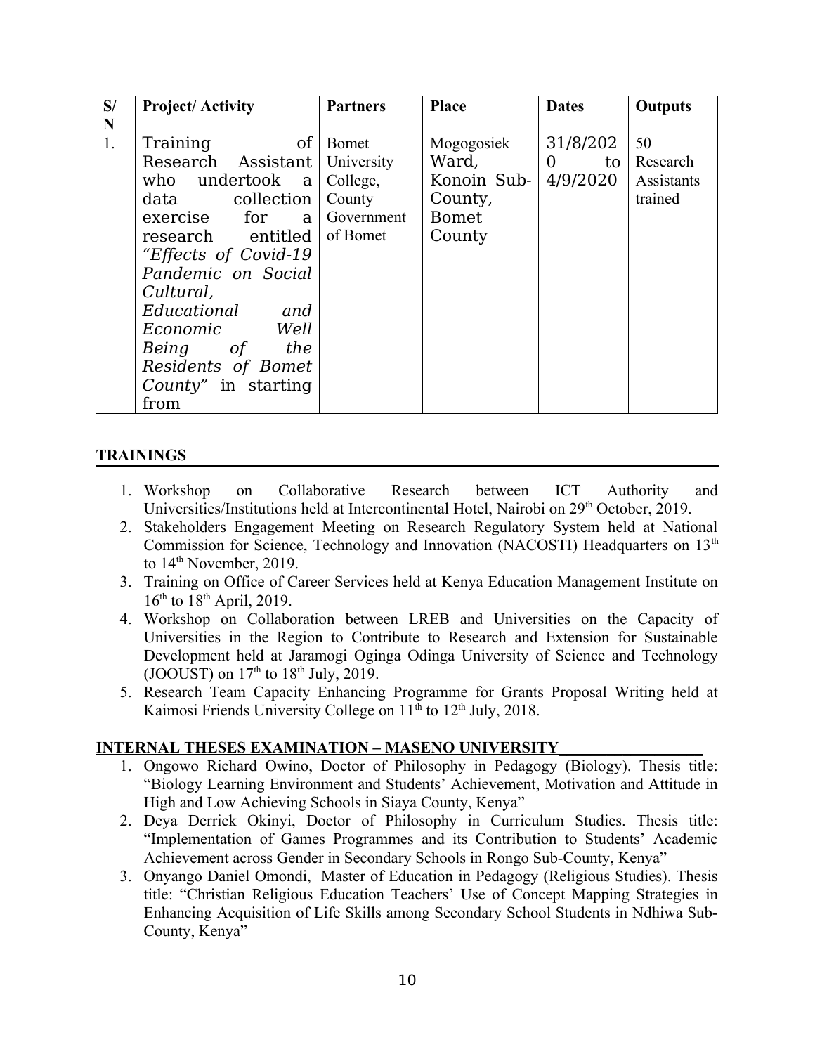| S/N | Project/ Activity | Partners | Place | Dates | Outputs |
|---|---|---|---|---|---|
| 1. | Training of Research Assistant who undertook a data collection exercise for a research entitled *"Effects of Covid-19 Pandemic on Social Cultural, Educational and Economic Well Being of the Residents of Bomet County"* in starting from | Bomet University College, County Government of Bomet | Mogogosiek Ward, Konoin Sub-County, Bomet County | 31/8/2020 to 4/9/2020 | 50 Research Assistants trained |

## TRAININGS

1. Workshop on Collaborative Research between ICT Authority and Universities/Institutions held at Intercontinental Hotel, Nairobi on 29th October, 2019.
2. Stakeholders Engagement Meeting on Research Regulatory System held at National Commission for Science, Technology and Innovation (NACOSTI) Headquarters on 13th to 14th November, 2019.
3. Training on Office of Career Services held at Kenya Education Management Institute on 16th to 18th April, 2019.
4. Workshop on Collaboration between LREB and Universities on the Capacity of Universities in the Region to Contribute to Research and Extension for Sustainable Development held at Jaramogi Oginga Odinga University of Science and Technology (JOOUST) on 17th to 18th July, 2019.
5. Research Team Capacity Enhancing Programme for Grants Proposal Writing held at Kaimosi Friends University College on 11th to 12th July, 2018.

## INTERNAL THESES EXAMINATION – MASENO UNIVERSITY

1. Ongowo Richard Owino, Doctor of Philosophy in Pedagogy (Biology). Thesis title: "Biology Learning Environment and Students' Achievement, Motivation and Attitude in High and Low Achieving Schools in Siaya County, Kenya"
2. Deya Derrick Okinyi, Doctor of Philosophy in Curriculum Studies. Thesis title: "Implementation of Games Programmes and its Contribution to Students' Academic Achievement across Gender in Secondary Schools in Rongo Sub-County, Kenya"
3. Onyango Daniel Omondi, Master of Education in Pedagogy (Religious Studies). Thesis title: "Christian Religious Education Teachers' Use of Concept Mapping Strategies in Enhancing Acquisition of Life Skills among Secondary School Students in Ndhiwa Sub-County, Kenya"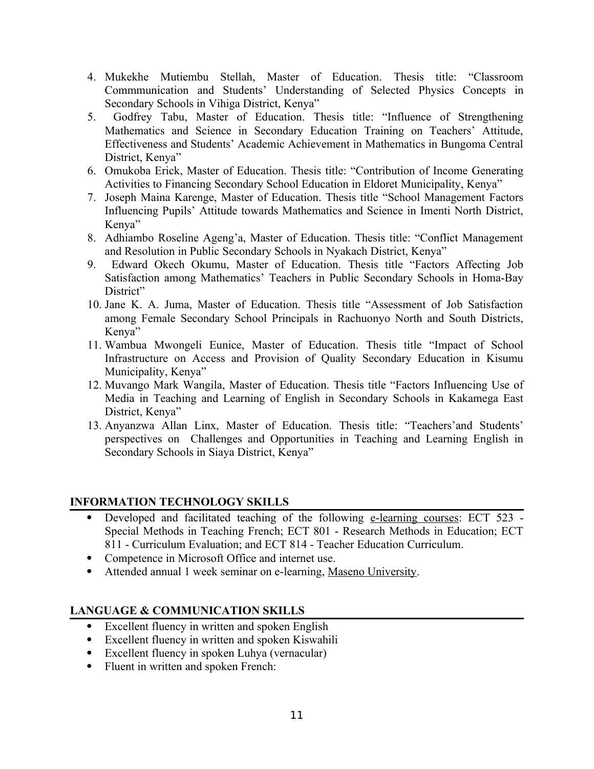4. Mukekhe Mutiembu Stellah, Master of Education. Thesis title: "Classroom Commmunication and Students' Understanding of Selected Physics Concepts in Secondary Schools in Vihiga District, Kenya"
5. Godfrey Tabu, Master of Education. Thesis title: "Influence of Strengthening Mathematics and Science in Secondary Education Training on Teachers' Attitude, Effectiveness and Students' Academic Achievement in Mathematics in Bungoma Central District, Kenya"
6. Omukoba Erick, Master of Education. Thesis title: "Contribution of Income Generating Activities to Financing Secondary School Education in Eldoret Municipality, Kenya"
7. Joseph Maina Karenge, Master of Education. Thesis title "School Management Factors Influencing Pupils' Attitude towards Mathematics and Science in Imenti North District, Kenya"
8. Adhiambo Roseline Ageng'a, Master of Education. Thesis title: "Conflict Management and Resolution in Public Secondary Schools in Nyakach District, Kenya"
9. Edward Okech Okumu, Master of Education. Thesis title "Factors Affecting Job Satisfaction among Mathematics' Teachers in Public Secondary Schools in Homa-Bay District"
10. Jane K. A. Juma, Master of Education. Thesis title "Assessment of Job Satisfaction among Female Secondary School Principals in Rachuonyo North and South Districts, Kenya"
11. Wambua Mwongeli Eunice, Master of Education. Thesis title "Impact of School Infrastructure on Access and Provision of Quality Secondary Education in Kisumu Municipality, Kenya"
12. Muvango Mark Wangila, Master of Education. Thesis title "Factors Influencing Use of Media in Teaching and Learning of English in Secondary Schools in Kakamega East District, Kenya"
13. Anyanzwa Allan Linx, Master of Education. Thesis title: "Teachers'and Students' perspectives on Challenges and Opportunities in Teaching and Learning English in Secondary Schools in Siaya District, Kenya"

## INFORMATION TECHNOLOGY SKILLS

- Developed and facilitated teaching of the following e-learning courses: ECT 523 - Special Methods in Teaching French; ECT 801 - Research Methods in Education; ECT 811 - Curriculum Evaluation; and ECT 814 - Teacher Education Curriculum.
- Competence in Microsoft Office and internet use.
- Attended annual 1 week seminar on e-learning, Maseno University.

## LANGUAGE & COMMUNICATION SKILLS

- Excellent fluency in written and spoken English
- Excellent fluency in written and spoken Kiswahili
- Excellent fluency in spoken Luhya (vernacular)
- Fluent in written and spoken French: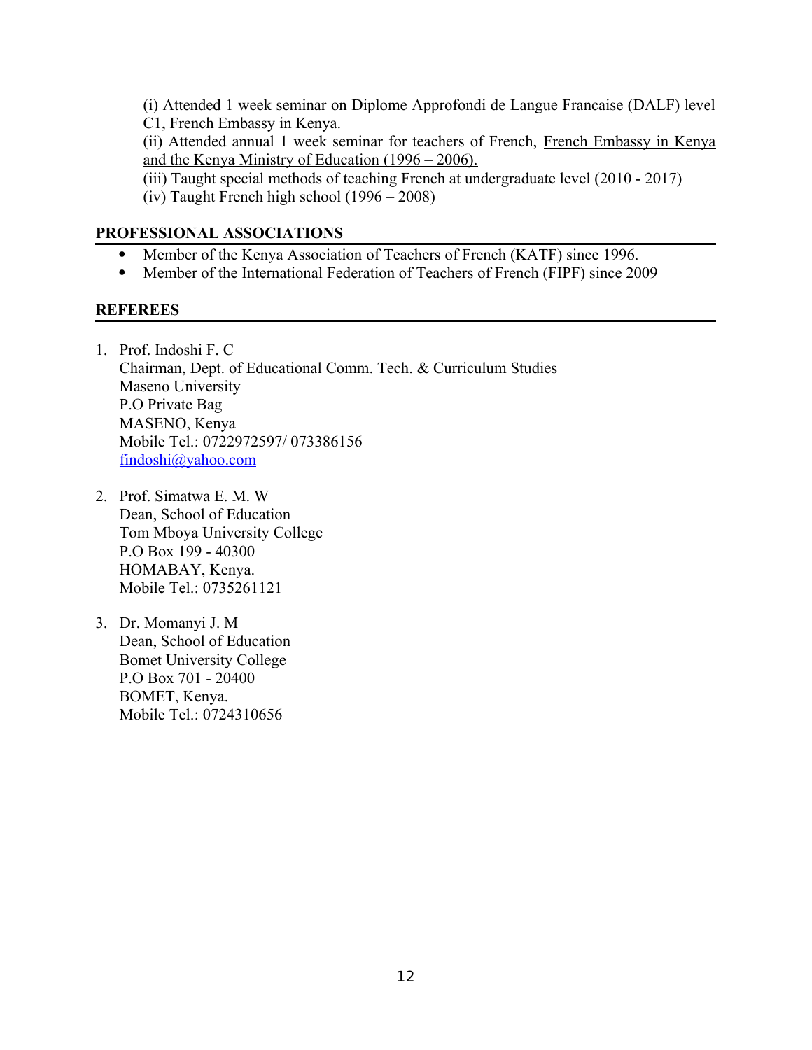(i) Attended 1 week seminar on Diplome Approfondi de Langue Francaise (DALF) level C1, French Embassy in Kenya.

(ii) Attended annual 1 week seminar for teachers of French, French Embassy in Kenya and the Kenya Ministry of Education (1996 – 2006).

(iii) Taught special methods of teaching French at undergraduate level (2010 - 2017)

(iv) Taught French high school (1996 – 2008)

## PROFESSIONAL ASSOCIATIONS

- Member of the Kenya Association of Teachers of French (KATF) since 1996.
- Member of the International Federation of Teachers of French (FIPF) since 2009

## REFEREES

1. Prof. Indoshi F. C
   Chairman, Dept. of Educational Comm. Tech. & Curriculum Studies
   Maseno University
   P.O Private Bag
   MASENO, Kenya
   Mobile Tel.: 0722972597/ 073386156
   findoshi@yahoo.com

2. Prof. Simatwa E. M. W
   Dean, School of Education
   Tom Mboya University College
   P.O Box 199 - 40300
   HOMABAY, Kenya.
   Mobile Tel.: 0735261121

3. Dr. Momanyi J. M
   Dean, School of Education
   Bomet University College
   P.O Box 701 - 20400
   BOMET, Kenya.
   Mobile Tel.: 0724310656